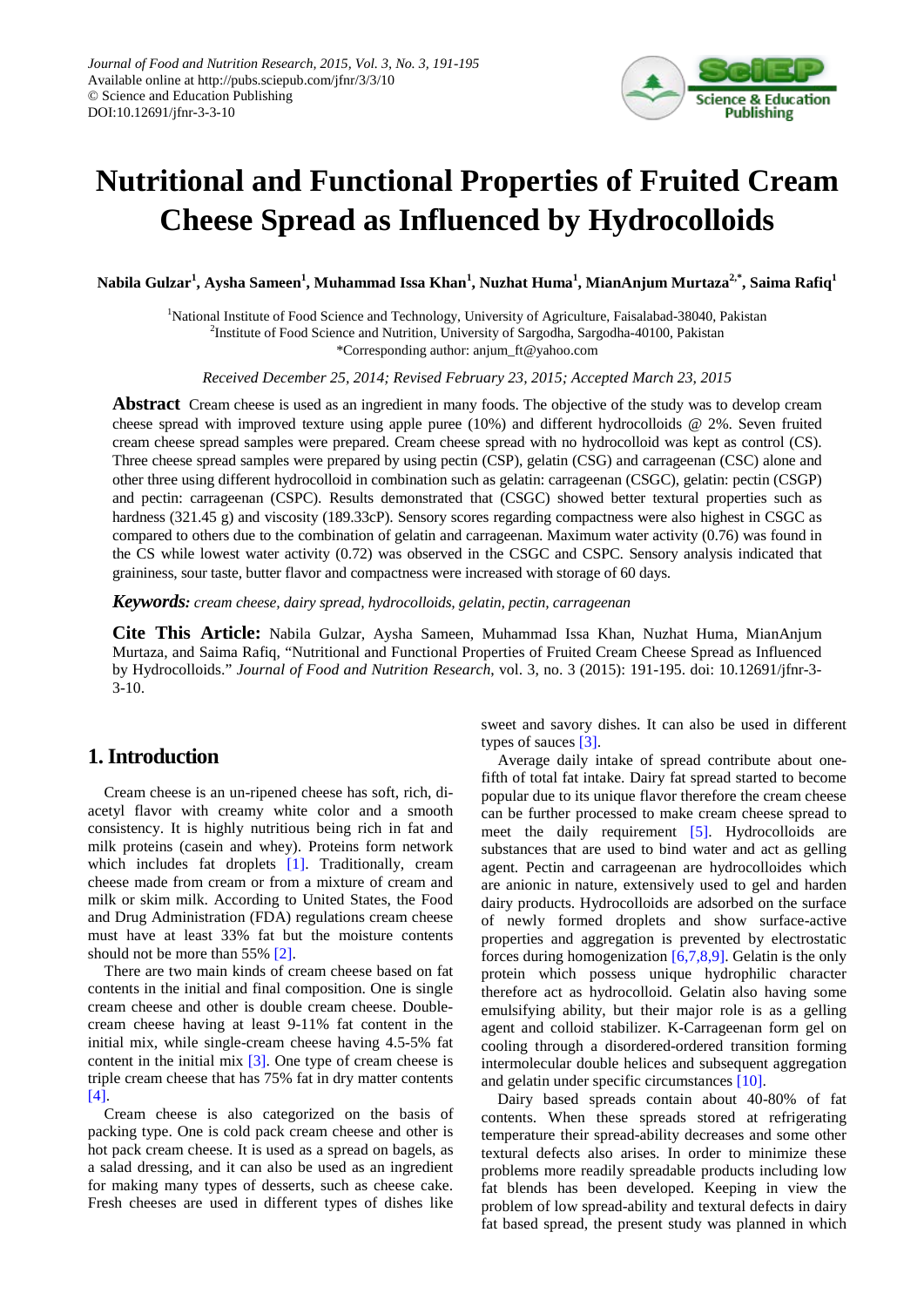# Nutritional and Functional Properties of Fruited Cream Cheese Spread as Influenced by Hydrocolloids

**Nabila Gulzar[1], Aysha Sameen[1], Muhammad Issa Khan[1], Nuzhat Huma[1], MianAnjum Murtaza[2,*], Saima Rafiq[1]**

[1]National Institute of Food Science and Technology, University of Agriculture, Faisalabad-38040, Pakistan
[2]Institute of Food Science and Nutrition, University of Sargodha, Sargodha-40100, Pakistan
*Corresponding author: anjum_ft@yahoo.com

*Received December 25, 2014; Revised February 23, 2015; Accepted March 23, 2015*

**Abstract** Cream cheese is used as an ingredient in many foods. The objective of the study was to develop cream cheese spread with improved texture using apple puree (10%) and different hydrocolloids @ 2%. Seven fruited cream cheese spread samples were prepared. Cream cheese spread with no hydrocolloid was kept as control (CS). Three cheese spread samples were prepared by using pectin (CSP), gelatin (CSG) and carrageenan (CSC) alone and other three using different hydrocolloid in combination such as gelatin: carrageenan (CSGC), gelatin: pectin (CSGP) and pectin: carrageenan (CSPC). Results demonstrated that (CSGC) showed better textural properties such as hardness (321.45 g) and viscosity (189.33cP). Sensory scores regarding compactness were also highest in CSGC as compared to others due to the combination of gelatin and carrageenan. Maximum water activity (0.76) was found in the CS while lowest water activity (0.72) was observed in the CSGC and CSPC. Sensory analysis indicated that graininess, sour taste, butter flavor and compactness were increased with storage of 60 days.

***Keywords:*** *cream cheese, dairy spread, hydrocolloids, gelatin, pectin, carrageenan*

**Cite This Article:** Nabila Gulzar, Aysha Sameen, Muhammad Issa Khan, Nuzhat Huma, MianAnjum Murtaza, and Saima Rafiq, "Nutritional and Functional Properties of Fruited Cream Cheese Spread as Influenced by Hydrocolloids." *Journal of Food and Nutrition Research*, vol. 3, no. 3 (2015): 191-195. doi: 10.12691/jfnr-3-3-10.

## 1. Introduction

Cream cheese is an un-ripened cheese has soft, rich, di-acetyl flavor with creamy white color and a smooth consistency. It is highly nutritious being rich in fat and milk proteins (casein and whey). Proteins form network which includes fat droplets [1]. Traditionally, cream cheese made from cream or from a mixture of cream and milk or skim milk. According to United States, the Food and Drug Administration (FDA) regulations cream cheese must have at least 33% fat but the moisture contents should not be more than 55% [2].

There are two main kinds of cream cheese based on fat contents in the initial and final composition. One is single cream cheese and other is double cream cheese. Double-cream cheese having at least 9-11% fat content in the initial mix, while single-cream cheese having 4.5-5% fat content in the initial mix [3]. One type of cream cheese is triple cream cheese that has 75% fat in dry matter contents [4].

Cream cheese is also categorized on the basis of packing type. One is cold pack cream cheese and other is hot pack cream cheese. It is used as a spread on bagels, as a salad dressing, and it can also be used as an ingredient for making many types of desserts, such as cheese cake. Fresh cheeses are used in different types of dishes like sweet and savory dishes. It can also be used in different types of sauces [3].

Average daily intake of spread contribute about one-fifth of total fat intake. Dairy fat spread started to become popular due to its unique flavor therefore the cream cheese can be further processed to make cream cheese spread to meet the daily requirement [5]. Hydrocolloids are substances that are used to bind water and act as gelling agent. Pectin and carrageenan are hydrocolloides which are anionic in nature, extensively used to gel and harden dairy products. Hydrocolloids are adsorbed on the surface of newly formed droplets and show surface-active properties and aggregation is prevented by electrostatic forces during homogenization [6,7,8,9]. Gelatin is the only protein which possess unique hydrophilic character therefore act as hydrocolloid. Gelatin also having some emulsifying ability, but their major role is as a gelling agent and colloid stabilizer. K-Carrageenan form gel on cooling through a disordered-ordered transition forming intermolecular double helices and subsequent aggregation and gelatin under specific circumstances [10].

Dairy based spreads contain about 40-80% of fat contents. When these spreads stored at refrigerating temperature their spread-ability decreases and some other textural defects also arises. In order to minimize these problems more readily spreadable products including low fat blends has been developed. Keeping in view the problem of low spread-ability and textural defects in dairy fat based spread, the present study was planned in which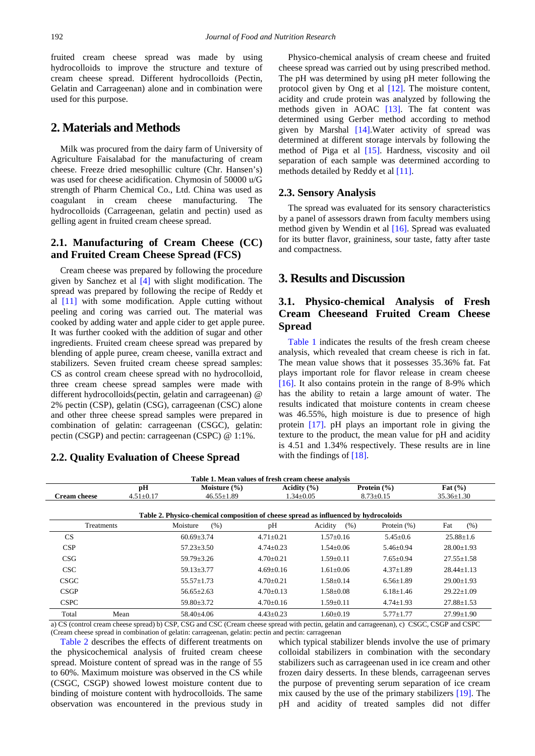fruited cream cheese spread was made by using hydrocolloids to improve the structure and texture of cream cheese spread. Different hydrocolloids (Pectin, Gelatin and Carrageenan) alone and in combination were used for this purpose.

## 2. Materials and Methods

Milk was procured from the dairy farm of University of Agriculture Faisalabad for the manufacturing of cream cheese. Freeze dried mesophillic culture (Chr. Hansen's) was used for cheese acidification. Chymosin of 50000 u/G strength of Pharm Chemical Co., Ltd. China was used as coagulant in cream cheese manufacturing. The hydrocolloids (Carrageenan, gelatin and pectin) used as gelling agent in fruited cream cheese spread.

### 2.1. Manufacturing of Cream Cheese (CC) and Fruited Cream Cheese Spread (FCS)

Cream cheese was prepared by following the procedure given by Sanchez et al [4] with slight modification. The spread was prepared by following the recipe of Reddy et al [11] with some modification. Apple cutting without peeling and coring was carried out. The material was cooked by adding water and apple cider to get apple puree. It was further cooked with the addition of sugar and other ingredients. Fruited cream cheese spread was prepared by blending of apple puree, cream cheese, vanilla extract and stabilizers. Seven fruited cream cheese spread samples: CS as control cream cheese spread with no hydrocolloid, three cream cheese spread samples were made with different hydrocolloids(pectin, gelatin and carrageenan) @ 2% pectin (CSP), gelatin (CSG), carrageenan (CSC) alone and other three cheese spread samples were prepared in combination of gelatin: carrageenan (CSGC), gelatin: pectin (CSGP) and pectin: carrageenan (CSPC) @ 1:1%.

### 2.2. Quality Evaluation of Cheese Spread

Physico-chemical analysis of cream cheese and fruited cheese spread was carried out by using prescribed method. The pH was determined by using pH meter following the protocol given by Ong et al [12]. The moisture content, acidity and crude protein was analyzed by following the methods given in AOAC [13]. The fat content was determined using Gerber method according to method given by Marshal [14].Water activity of spread was determined at different storage intervals by following the method of Piga et al [15]. Hardness, viscosity and oil separation of each sample was determined according to methods detailed by Reddy et al [11].

### 2.3. Sensory Analysis

The spread was evaluated for its sensory characteristics by a panel of assessors drawn from faculty members using method given by Wendin et al [16]. Spread was evaluated for its butter flavor, graininess, sour taste, fatty after taste and compactness.

## 3. Results and Discussion

### 3.1. Physico-chemical Analysis of Fresh Cream Cheeseand Fruited Cream Cheese Spread

Table 1 indicates the results of the fresh cream cheese analysis, which revealed that cream cheese is rich in fat. The mean value shows that it possesses 35.36% fat. Fat plays important role for flavor release in cream cheese [16]. It also contains protein in the range of 8-9% which has the ability to retain a large amount of water. The results indicated that moisture contents in cream cheese was 46.55%, high moisture is due to presence of high protein [17]. pH plays an important role in giving the texture to the product, the mean value for pH and acidity is 4.51 and 1.34% respectively. These results are in line with the findings of [18].

**Table 1. Mean values of fresh cream cheese analysis**

| | pH | Moisture (%) | Acidity (%) | Protein (%) | Fat (%) |
|---|---|---|---|---|---|
| **Cream cheese** | 4.51±0.17 | 46.55±1.89 | 1.34±0.05 | 8.73±0.15 | 35.36±1.30 |

**Table 2. Physico-chemical composition of cheese spread as influenced by hydrocolloids**

| Treatments | | Moisture (%) | pH | Acidity (%) | Protein (%) | Fat (%) |
|---|---|---|---|---|---|---|
| CS | | 60.69±3.74 | 4.71±0.21 | 1.57±0.16 | 5.45±0.6 | 25.88±1.6 |
| CSP | | 57.23±3.50 | 4.74±0.23 | 1.54±0.06 | 5.46±0.94 | 28.00±1.93 |
| CSG | | 59.79±3.26 | 4.70±0.21 | 1.59±0.11 | 7.65±0.94 | 27.55±1.58 |
| CSC | | 59.13±3.77 | 4.69±0.16 | 1.61±0.06 | 4.37±1.89 | 28.44±1.13 |
| CSGC | | 55.57±1.73 | 4.70±0.21 | 1.58±0.14 | 6.56±1.89 | 29.00±1.93 |
| CSGP | | 56.65±2.63 | 4.70±0.13 | 1.58±0.08 | 6.18±1.46 | 29.22±1.09 |
| CSPC | | 59.80±3.72 | 4.70±0.16 | 1.59±0.11 | 4.74±1.93 | 27.88±1.53 |
| Total | Mean | 58.40±4.06 | 4.43±0.23 | 1.60±0.19 | 5.77±1.77 | 27.99±1.90 |

a) CS (control cream cheese spread) b) CSP, CSG and CSC (Cream cheese spread with pectin, gelatin and carrageenan), c) CSGC, CSGP and CSPC (Cream cheese spread in combination of gelatin: carrageenan, gelatin: pectin and pectin: carrageenan

Table 2 describes the effects of different treatments on the physicochemical analysis of fruited cream cheese spread. Moisture content of spread was in the range of 55 to 60%. Maximum moisture was observed in the CS while (CSGC, CSGP) showed lowest moisture content due to binding of moisture content with hydrocolloids. The same observation was encountered in the previous study in which typical stabilizer blends involve the use of primary colloidal stabilizers in combination with the secondary stabilizers such as carrageenan used in ice cream and other frozen dairy desserts. In these blends, carrageenan serves the purpose of preventing serum separation of ice cream mix caused by the use of the primary stabilizers [19]. The pH and acidity of treated samples did not differ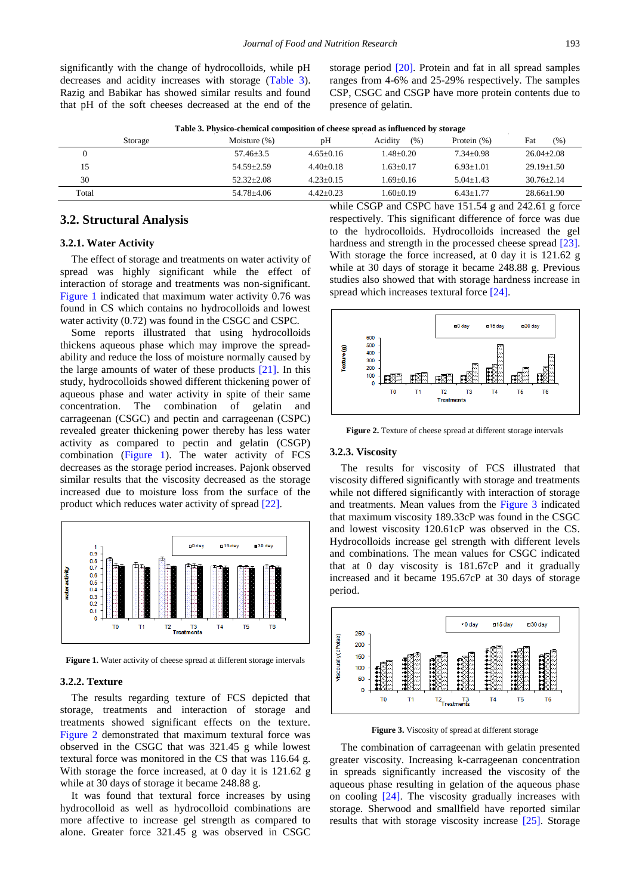significantly with the change of hydrocolloids, while pH decreases and acidity increases with storage (Table 3). Razig and Babikar has showed similar results and found that pH of the soft cheeses decreased at the end of the storage period [20]. Protein and fat in all spread samples ranges from 4-6% and 25-29% respectively. The samples CSP, CSGC and CSGP have more protein contents due to presence of gelatin.

**Table 3. Physico-chemical composition of cheese spread as influenced by storage**

| Storage | Moisture (%) | pH | Acidity (%) | Protein (%) | Fat (%) |
|---|---|---|---|---|---|
| 0 | 57.46±3.5 | 4.65±0.16 | 1.48±0.20 | 7.34±0.98 | 26.04±2.08 |
| 15 | 54.59±2.59 | 4.40±0.18 | 1.63±0.17 | 6.93±1.01 | 29.19±1.50 |
| 30 | 52.32±2.08 | 4.23±0.15 | 1.69±0.16 | 5.04±1.43 | 30.76±2.14 |
| Total | 54.78±4.06 | 4.42±0.23 | 1.60±0.19 | 6.43±1.77 | 28.66±1.90 |

## 3.2. Structural Analysis

### 3.2.1. Water Activity

The effect of storage and treatments on water activity of spread was highly significant while the effect of interaction of storage and treatments was non-significant. Figure 1 indicated that maximum water activity 0.76 was found in CS which contains no hydrocolloids and lowest water activity (0.72) was found in the CSGC and CSPC.

Some reports illustrated that using hydrocolloids thickens aqueous phase which may improve the spread-ability and reduce the loss of moisture normally caused by the large amounts of water of these products [21]. In this study, hydrocolloids showed different thickening power of aqueous phase and water activity in spite of their same concentration. The combination of gelatin and carrageenan (CSGC) and pectin and carrageenan (CSPC) revealed greater thickening power thereby has less water activity as compared to pectin and gelatin (CSGP) combination (Figure 1). The water activity of FCS decreases as the storage period increases. Pajonk observed similar results that the viscosity decreased as the storage increased due to moisture loss from the surface of the product which reduces water activity of spread [22].

Figure 1. Water activity of cheese spread at different storage intervals

### 3.2.2. Texture

The results regarding texture of FCS depicted that storage, treatments and interaction of storage and treatments showed significant effects on the texture. Figure 2 demonstrated that maximum textural force was observed in the CSGC that was 321.45 g while lowest textural force was monitored in the CS that was 116.64 g. With storage the force increased, at 0 day it is 121.62 g while at 30 days of storage it became 248.88 g.

It was found that textural force increases by using hydrocolloid as well as hydrocolloid combinations are more affective to increase gel strength as compared to alone. Greater force 321.45 g was observed in CSGC while CSGP and CSPC have 151.54 g and 242.61 g force respectively. This significant difference of force was due to the hydrocolloids. Hydrocolloids increased the gel hardness and strength in the processed cheese spread [23]. With storage the force increased, at 0 day it is 121.62 g while at 30 days of storage it became 248.88 g. Previous studies also showed that with storage hardness increase in spread which increases textural force [24].

Figure 2. Texture of cheese spread at different storage intervals

### 3.2.3. Viscosity

The results for viscosity of FCS illustrated that viscosity differed significantly with storage and treatments while not differed significantly with interaction of storage and treatments. Mean values from the Figure 3 indicated that maximum viscosity 189.33cP was found in the CSGC and lowest viscosity 120.61cP was observed in the CS. Hydrocolloids increase gel strength with different levels and combinations. The mean values for CSGC indicated that at 0 day viscosity is 181.67cP and it gradually increased and it became 195.67cP at 30 days of storage period.

Figure 3. Viscosity of spread at different storage

The combination of carrageenan with gelatin presented greater viscosity. Increasing k-carrageenan concentration in spreads significantly increased the viscosity of the aqueous phase resulting in gelation of the aqueous phase on cooling [24]. The viscosity gradually increases with storage. Sherwood and smallfield have reported similar results that with storage viscosity increase [25]. Storage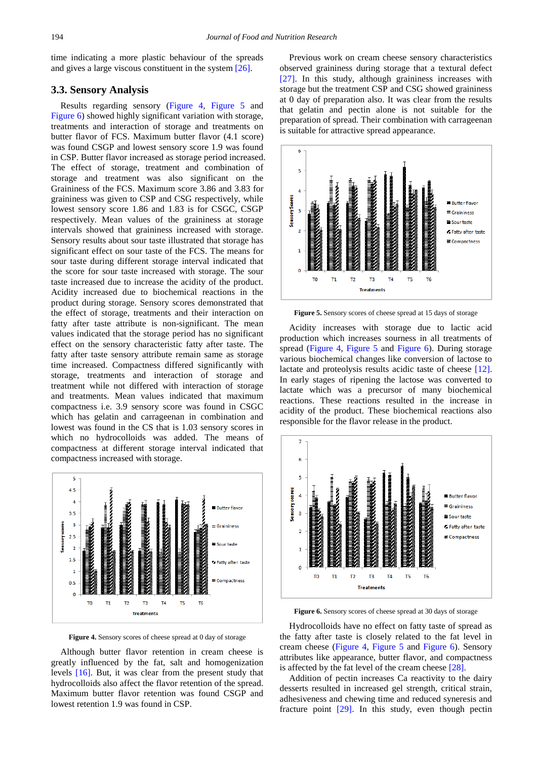time indicating a more plastic behaviour of the spreads and gives a large viscous constituent in the system [26].

### 3.3. Sensory Analysis

Results regarding sensory (Figure 4, Figure 5 and Figure 6) showed highly significant variation with storage, treatments and interaction of storage and treatments on butter flavor of FCS. Maximum butter flavor (4.1 score) was found CSGP and lowest sensory score 1.9 was found in CSP. Butter flavor increased as storage period increased. The effect of storage, treatment and combination of storage and treatment was also significant on the Graininess of the FCS. Maximum score 3.86 and 3.83 for graininess was given to CSP and CSG respectively, while lowest sensory score 1.86 and 1.83 is for CSGC, CSGP respectively. Mean values of the graininess at storage intervals showed that graininess increased with storage. Sensory results about sour taste illustrated that storage has significant effect on sour taste of the FCS. The means for sour taste during different storage interval indicated that the score for sour taste increased with storage. The sour taste increased due to increase the acidity of the product. Acidity increased due to biochemical reactions in the product during storage. Sensory scores demonstrated that the effect of storage, treatments and their interaction on fatty after taste attribute is non-significant. The mean values indicated that the storage period has no significant effect on the sensory characteristic fatty after taste. The fatty after taste sensory attribute remain same as storage time increased. Compactness differed significantly with storage, treatments and interaction of storage and treatment while not differed with interaction of storage and treatments. Mean values indicated that maximum compactness i.e. 3.9 sensory score was found in CSGC which has gelatin and carrageenan in combination and lowest was found in the CS that is 1.03 sensory scores in which no hydrocolloids was added. The means of compactness at different storage interval indicated that compactness increased with storage.

**Figure 4.** Sensory scores of cheese spread at 0 day of storage

Although butter flavor retention in cream cheese is greatly influenced by the fat, salt and homogenization levels [16]. But, it was clear from the present study that hydrocolloids also affect the flavor retention of the spread. Maximum butter flavor retention was found CSGP and lowest retention 1.9 was found in CSP.

Previous work on cream cheese sensory characteristics observed graininess during storage that a textural defect [27]. In this study, although graininess increases with storage but the treatment CSP and CSG showed graininess at 0 day of preparation also. It was clear from the results that gelatin and pectin alone is not suitable for the preparation of spread. Their combination with carrageenan is suitable for attractive spread appearance.

**Figure 5.** Sensory scores of cheese spread at 15 days of storage

Acidity increases with storage due to lactic acid production which increases sourness in all treatments of spread (Figure 4, Figure 5 and Figure 6). During storage various biochemical changes like conversion of lactose to lactate and proteolysis results acidic taste of cheese [12]. In early stages of ripening the lactose was converted to lactate which was a precursor of many biochemical reactions. These reactions resulted in the increase in acidity of the product. These biochemical reactions also responsible for the flavor release in the product.

**Figure 6.** Sensory scores of cheese spread at 30 days of storage

Hydrocolloids have no effect on fatty taste of spread as the fatty after taste is closely related to the fat level in cream cheese (Figure 4, Figure 5 and Figure 6). Sensory attributes like appearance, butter flavor, and compactness is affected by the fat level of the cream cheese [28].

Addition of pectin increases Ca reactivity to the dairy desserts resulted in increased gel strength, critical strain, adhesiveness and chewing time and reduced synerysis and fracture point [29]. In this study, even though pectin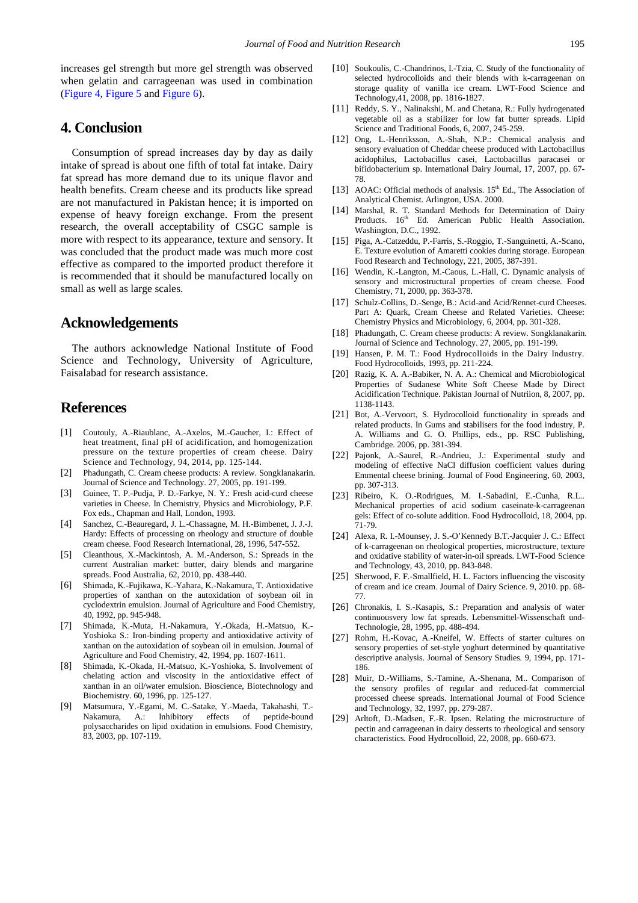increases gel strength but more gel strength was observed when gelatin and carrageenan was used in combination (Figure 4, Figure 5 and Figure 6).

## 4. Conclusion

Consumption of spread increases day by day as daily intake of spread is about one fifth of total fat intake. Dairy fat spread has more demand due to its unique flavor and health benefits. Cream cheese and its products like spread are not manufactured in Pakistan hence; it is imported on expense of heavy foreign exchange. From the present research, the overall acceptability of CSGC sample is more with respect to its appearance, texture and sensory. It was concluded that the product made was much more cost effective as compared to the imported product therefore it is recommended that it should be manufactured locally on small as well as large scales.

## Acknowledgements

The authors acknowledge National Institute of Food Science and Technology, University of Agriculture, Faisalabad for research assistance.

## References

[1] Coutouly, A.-Riaublanc, A.-Axelos, M.-Gaucher, I.: Effect of heat treatment, final pH of acidification, and homogenization pressure on the texture properties of cream cheese. Dairy Science and Technology, 94, 2014, pp. 125-144.

[2] Phadungath, C. Cream cheese products: A review. Songklanakarin. Journal of Science and Technology. 27, 2005, pp. 191-199.

[3] Guinee, T. P.-Pudja, P. D.-Farkye, N. Y.: Fresh acid-curd cheese varieties in Cheese. In Chemistry, Physics and Microbiology, P.F. Fox eds., Chapman and Hall, London, 1993.

[4] Sanchez, C.-Beauregard, J. L.-Chassagne, M. H.-Bimbenet, J. J.-J. Hardy: Effects of processing on rheology and structure of double cream cheese. Food Research International, 28, 1996, 547-552.

[5] Cleanthous, X.-Mackintosh, A. M.-Anderson, S.: Spreads in the current Australian market: butter, dairy blends and margarine spreads. Food Australia, 62, 2010, pp. 438-440.

[6] Shimada, K.-Fujikawa, K.-Yahara, K.-Nakamura, T. Antioxidative properties of xanthan on the autoxidation of soybean oil in cyclodextrin emulsion. Journal of Agriculture and Food Chemistry, 40, 1992, pp. 945-948.

[7] Shimada, K.-Muta, H.-Nakamura, Y.-Okada, H.-Matsuo, K.-Yoshioka S.: Iron-binding property and antioxidative activity of xanthan on the autoxidation of soybean oil in emulsion. Journal of Agriculture and Food Chemistry, 42, 1994, pp. 1607-1611.

[8] Shimada, K.-Okada, H.-Matsuo, K.-Yoshioka, S. Involvement of chelating action and viscosity in the antioxidative effect of xanthan in an oil/water emulsion. Bioscience, Biotechnology and Biochemistry. 60, 1996, pp. 125-127.

[9] Matsumura, Y.-Egami, M. C.-Satake, Y.-Maeda, Takahashi, T.-Nakamura, A.: Inhibitory effects of peptide-bound polysaccharides on lipid oxidation in emulsions. Food Chemistry, 83, 2003, pp. 107-119.

[10] Soukoulis, C.-Chandrinos, I.-Tzia, C. Study of the functionality of selected hydrocolloids and their blends with k-carrageenan on storage quality of vanilla ice cream. LWT-Food Science and Technology,41, 2008, pp. 1816-1827.

[11] Reddy, S. Y., Nalinakshi, M. and Chetana, R.: Fully hydrogenated vegetable oil as a stabilizer for low fat butter spreads. Lipid Science and Traditional Foods, 6, 2007, 245-259.

[12] Ong, L.-Henriksson, A.-Shah, N.P.: Chemical analysis and sensory evaluation of Cheddar cheese produced with Lactobacillus acidophilus, Lactobacillus casei, Lactobacillus paracasei or bifidobacterium sp. International Dairy Journal, 17, 2007, pp. 67-78.

[13] AOAC: Official methods of analysis. 15th Ed., The Association of Analytical Chemist. Arlington, USA. 2000.

[14] Marshal, R. T. Standard Methods for Determination of Dairy Products. 16th Ed. American Public Health Association. Washington, D.C., 1992.

[15] Piga, A.-Catzeddu, P.-Farris, S.-Roggio, T.-Sanguinetti, A.-Scano, E. Texture evolution of Amaretti cookies during storage. European Food Research and Technology, 221, 2005, 387-391.

[16] Wendin, K.-Langton, M.-Caous, L.-Hall, C. Dynamic analysis of sensory and microstructural properties of cream cheese. Food Chemistry, 71, 2000, pp. 363-378.

[17] Schulz-Collins, D.-Senge, B.: Acid-and Acid/Rennet-curd Cheeses. Part A: Quark, Cream Cheese and Related Varieties. Cheese: Chemistry Physics and Microbiology, 6, 2004, pp. 301-328.

[18] Phadungath, C. Cream cheese products: A review. Songklanakarin. Journal of Science and Technology. 27, 2005, pp. 191-199.

[19] Hansen, P. M. T.: Food Hydrocolloids in the Dairy Industry. Food Hydrocolloids, 1993, pp. 211-224.

[20] Razig, K. A. A.-Babiker, N. A. A.: Chemical and Microbiological Properties of Sudanese White Soft Cheese Made by Direct Acidification Technique. Pakistan Journal of Nutriion, 8, 2007, pp. 1138-1143.

[21] Bot, A.-Vervoort, S. Hydrocolloid functionality in spreads and related products. In Gums and stabilisers for the food industry, P. A. Williams and G. O. Phillips, eds., pp. RSC Publishing, Cambridge. 2006, pp. 381-394.

[22] Pajonk, A.-Saurel, R.-Andrieu, J.: Experimental study and modeling of effective NaCl diffusion coefficient values during Emmental cheese brining. Journal of Food Engineering, 60, 2003, pp. 307-313.

[23] Ribeiro, K. O.-Rodrigues, M. I.-Sabadini, E.-Cunha, R.L.. Mechanical properties of acid sodium caseinate-k-carrageenan gels: Effect of co-solute addition. Food Hydrocolloid, 18, 2004, pp. 71-79.

[24] Alexa, R. I.-Mounsey, J. S.-O'Kennedy B.T.-Jacquier J. C.: Effect of k-carrageenan on rheological properties, microstructure, texture and oxidative stability of water-in-oil spreads. LWT-Food Science and Technology, 43, 2010, pp. 843-848.

[25] Sherwood, F. F.-Smallfield, H. L. Factors influencing the viscosity of cream and ice cream. Journal of Dairy Science. 9, 2010. pp. 68-77.

[26] Chronakis, I. S.-Kasapis, S.: Preparation and analysis of water continuousvery low fat spreads. Lebensmittel-Wissenschaft und-Technologie, 28, 1995, pp. 488-494.

[27] Rohm, H.-Kovac, A.-Kneifel, W. Effects of starter cultures on sensory properties of set-style yoghurt determined by quantitative descriptive analysis. Journal of Sensory Studies. 9, 1994, pp. 171-186.

[28] Muir, D.-Williams, S.-Tamine, A.-Shenana, M.. Comparison of the sensory profiles of regular and reduced-fat commercial processed cheese spreads. International Journal of Food Science and Technology, 32, 1997, pp. 279-287.

[29] Arltoft, D.-Madsen, F.-R. Ipsen. Relating the microstructure of pectin and carrageenan in dairy desserts to rheological and sensory characteristics. Food Hydrocolloid, 22, 2008, pp. 660-673.